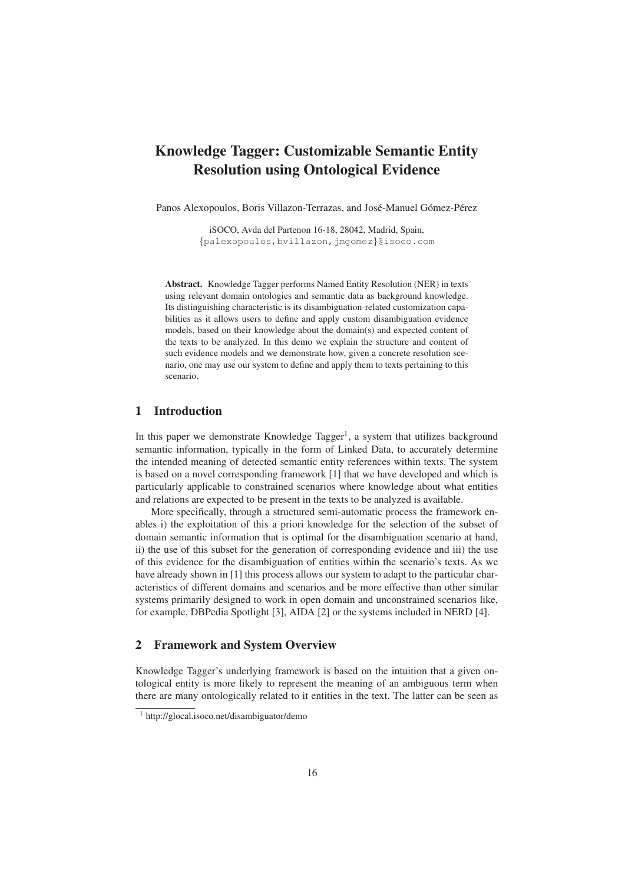# Knowledge Tagger: Customizable Semantic Entity Resolution using Ontological Evidence

Panos Alexopoulos, Boris Villazon-Terrazas, and José-Manuel Gómez-Pérez

iSOCO, Avda del Partenon 16-18, 28042, Madrid, Spain,
{palexopoulos,bvillazon,jmgomez}@isoco.com

**Abstract.** Knowledge Tagger performs Named Entity Resolution (NER) in texts using relevant domain ontologies and semantic data as background knowledge. Its distinguishing characteristic is its disambiguation-related customization capabilities as it allows users to define and apply custom disambiguation evidence models, based on their knowledge about the domain(s) and expected content of the texts to be analyzed. In this demo we explain the structure and content of such evidence models and we demonstrate how, given a concrete resolution scenario, one may use our system to define and apply them to texts pertaining to this scenario.

## 1 Introduction

In this paper we demonstrate Knowledge Tagger[1], a system that utilizes background semantic information, typically in the form of Linked Data, to accurately determine the intended meaning of detected semantic entity references within texts. The system is based on a novel corresponding framework [1] that we have developed and which is particularly applicable to constrained scenarios where knowledge about what entities and relations are expected to be present in the texts to be analyzed is available.

More specifically, through a structured semi-automatic process the framework enables i) the exploitation of this a priori knowledge for the selection of the subset of domain semantic information that is optimal for the disambiguation scenario at hand, ii) the use of this subset for the generation of corresponding evidence and iii) the use of this evidence for the disambiguation of entities within the scenario's texts. As we have already shown in [1] this process allows our system to adapt to the particular characteristics of different domains and scenarios and be more effective than other similar systems primarily designed to work in open domain and unconstrained scenarios like, for example, DBPedia Spotlight [3], AIDA [2] or the systems included in NERD [4].

## 2 Framework and System Overview

Knowledge Tagger's underlying framework is based on the intuition that a given ontological entity is more likely to represent the meaning of an ambiguous term when there are many ontologically related to it entities in the text. The latter can be seen as

[1] http://glocal.isoco.net/disambiguator/demo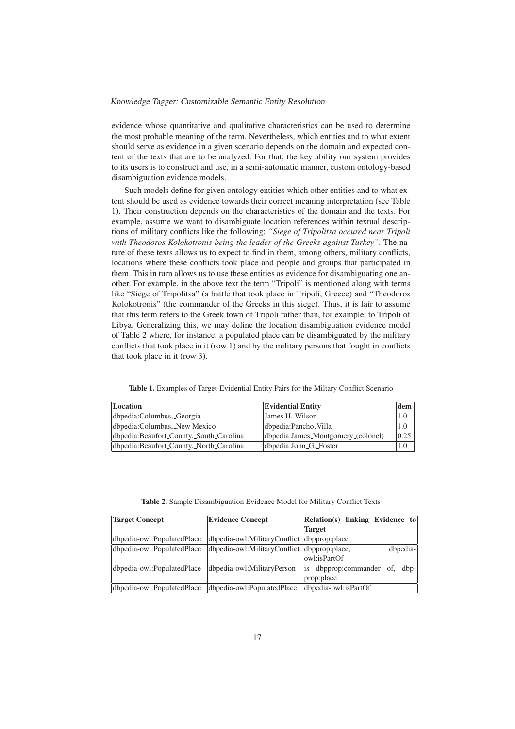evidence whose quantitative and qualitative characteristics can be used to determine the most probable meaning of the term. Nevertheless, which entities and to what extent should serve as evidence in a given scenario depends on the domain and expected content of the texts that are to be analyzed. For that, the key ability our system provides to its users is to construct and use, in a semi-automatic manner, custom ontology-based disambiguation evidence models.

Such models define for given ontology entities which other entities and to what extent should be used as evidence towards their correct meaning interpretation (see Table 1). Their construction depends on the characteristics of the domain and the texts. For example, assume we want to disambiguate location references within textual descriptions of military conflicts like the following: *"Siege of Tripolitsa occured near Tripoli with Theodoros Kolokotronis being the leader of the Greeks against Turkey"*. The nature of these texts allows us to expect to find in them, among others, military conflicts, locations where these conflicts took place and people and groups that participated in them. This in turn allows us to use these entities as evidence for disambiguating one another. For example, in the above text the term "Tripoli" is mentioned along with terms like "Siege of Tripolitsa" (a battle that took place in Tripoli, Greece) and "Theodoros Kolokotronis" (the commander of the Greeks in this siege). Thus, it is fair to assume that this term refers to the Greek town of Tripoli rather than, for example, to Tripoli of Libya. Generalizing this, we may define the location disambiguation evidence model of Table 2 where, for instance, a populated place can be disambiguated by the military conflicts that took place in it (row 1) and by the military persons that fought in conflicts that took place in it (row 3).

**Table 1.** Examples of Target-Evidential Entity Pairs for the Miltary Conflict Scenario

| **Location** | **Evidential Entity** | **dem** |
|---|---|---|
| dbpedia:Columbus,_Georgia | James H. Wilson | 1.0 |
| dbpedia:Columbus,_New Mexico | dbpedia:Pancho_Villa | 1.0 |
| dbpedia:Beaufort_County,_South_Carolina | dbpedia:James_Montgomery_(colonel) | 0.25 |
| dbpedia:Beaufort_County,_North_Carolina | dbpedia:John_G._Foster | 1.0 |

**Table 2.** Sample Disambiguation Evidence Model for Military Conflict Texts

| **Target Concept** | **Evidence Concept** | **Relation(s) linking Evidence to Target** |
|---|---|---|
| dbpedia-owl:PopulatedPlace | dbpedia-owl:MilitaryConflict | dbpprop:place |
| dbpedia-owl:PopulatedPlace | dbpedia-owl:MilitaryConflict | dbpprop:place, dbpedia-owl:isPartOf |
| dbpedia-owl:PopulatedPlace | dbpedia-owl:MilitaryPerson | is dbpprop:commander of, dbpprop:place |
| dbpedia-owl:PopulatedPlace | dbpedia-owl:PopulatedPlace | dbpedia-owl:isPartOf |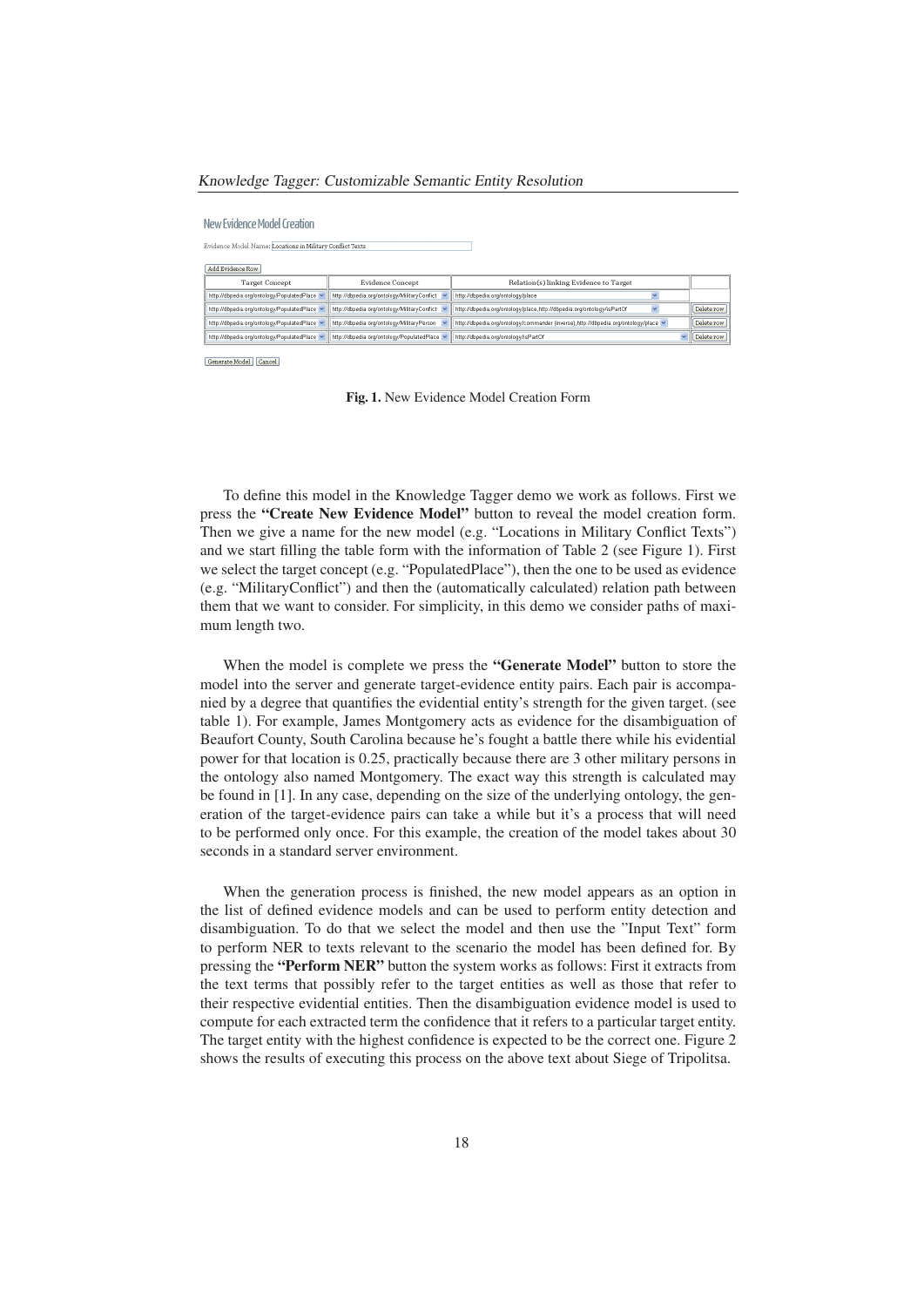New Evidence Model Creation

Evidence Model Name: Locations in Military Conflict Texts

Add Evidence Row

| Target Concept | Evidence Concept | Relation(s) linking Evidence to Target | |
|---|---|---|---|
| http://dbpedia.org/ontology/PopulatedPlace | http://dbpedia.org/ontology/MilitaryConflict | http://dbpedia.org/ontology/place | |
| http://dbpedia.org/ontology/PopulatedPlace | http://dbpedia.org/ontology/MilitaryConflict | http://dbpedia.org/ontology/place, http://dbpedia.org/ontology/isPartOf | Delete row |
| http://dbpedia.org/ontology/PopulatedPlace | http://dbpedia.org/ontology/MilitaryPerson | http://dbpedia.org/ontology/commander (inverse), http://dbpedia.org/ontology/place | Delete row |
| http://dbpedia.org/ontology/PopulatedPlace | http://dbpedia.org/ontology/PopulatedPlace | http://dbpedia.org/ontology/isPartOf | Delete row |

Generate Model | Cancel

**Fig. 1.** New Evidence Model Creation Form

To define this model in the Knowledge Tagger demo we work as follows. First we press the **"Create New Evidence Model"** button to reveal the model creation form. Then we give a name for the new model (e.g. "Locations in Military Conflict Texts") and we start filling the table form with the information of Table 2 (see Figure 1). First we select the target concept (e.g. "PopulatedPlace"), then the one to be used as evidence (e.g. "MilitaryConflict") and then the (automatically calculated) relation path between them that we want to consider. For simplicity, in this demo we consider paths of maximum length two.

When the model is complete we press the **"Generate Model"** button to store the model into the server and generate target-evidence entity pairs. Each pair is accompanied by a degree that quantifies the evidential entity's strength for the given target. (see table 1). For example, James Montgomery acts as evidence for the disambiguation of Beaufort County, South Carolina because he's fought a battle there while his evidential power for that location is 0.25, practically because there are 3 other military persons in the ontology also named Montgomery. The exact way this strength is calculated may be found in [1]. In any case, depending on the size of the underlying ontology, the generation of the target-evidence pairs can take a while but it's a process that will need to be performed only once. For this example, the creation of the model takes about 30 seconds in a standard server environment.

When the generation process is finished, the new model appears as an option in the list of defined evidence models and can be used to perform entity detection and disambiguation. To do that we select the model and then use the "Input Text" form to perform NER to texts relevant to the scenario the model has been defined for. By pressing the **"Perform NER"** button the system works as follows: First it extracts from the text terms that possibly refer to the target entities as well as those that refer to their respective evidential entities. Then the disambiguation evidence model is used to compute for each extracted term the confidence that it refers to a particular target entity. The target entity with the highest confidence is expected to be the correct one. Figure 2 shows the results of executing this process on the above text about Siege of Tripolitsa.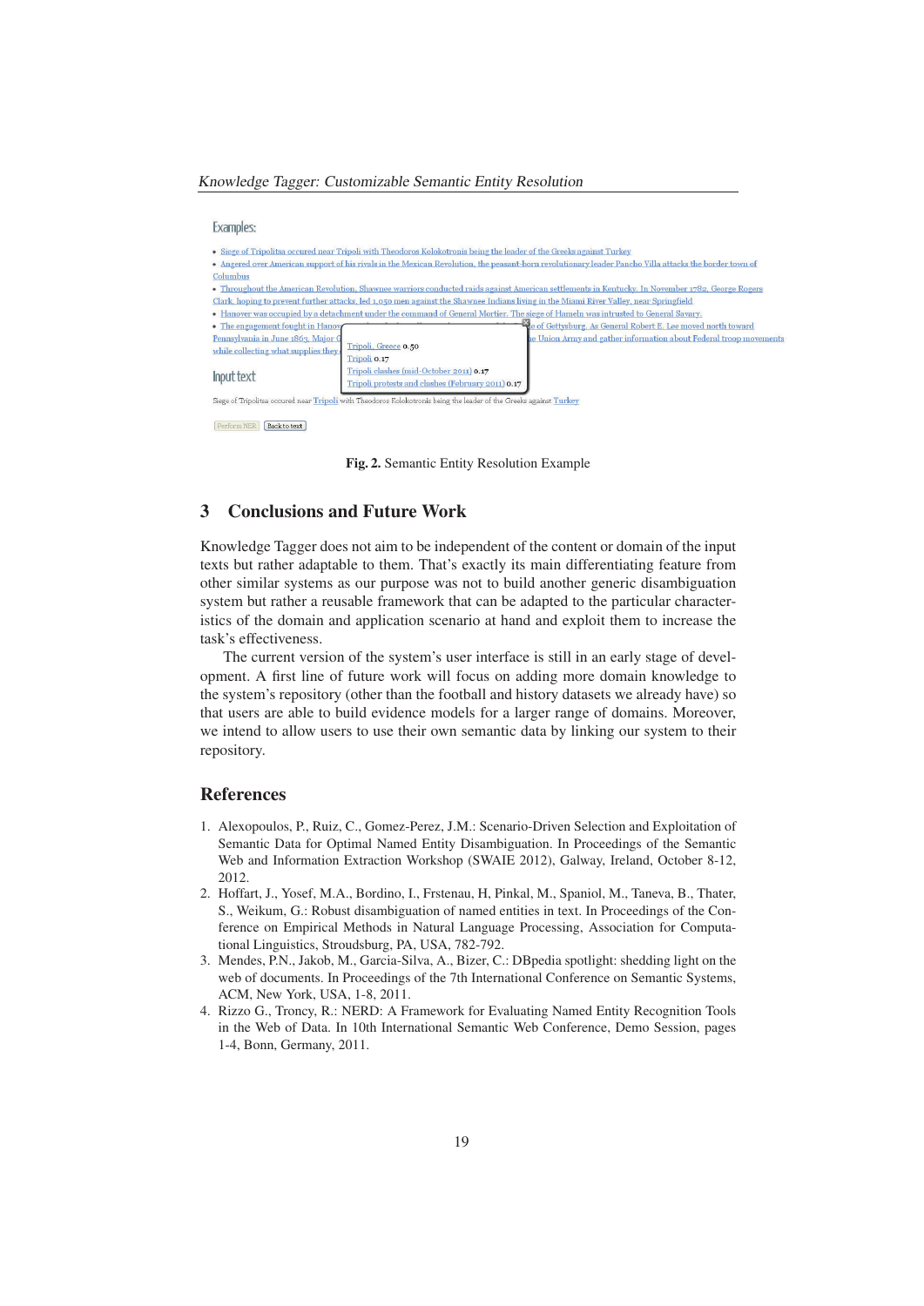Examples:

- Siege of Tripolitsa occured near Tripoli with Theodoros Kolokotronis being the leader of the Greeks against Turkey
- Angered over American support of his rivals in the Mexican Revolution, the peasant-born revolutionary leader Pancho Villa attacks the border town of Columbus
- Throughout the American Revolution, Shawnee warriors conducted raids against American settlements in Kentucky. In November 1782, George Rogers Clark, hoping to prevent further attacks, led 1,050 men against the Shawnee Indians living in the Miami River Valley, near Springfield
- Hanover was occupied by a detachment under the command of General Mortier. The siege of Hameln was intrusted to General Savary.
- The engagement fought in Hanov… …e of Gettysburg. As General Robert E. Lee moved north toward Pennsylvania in June 1863, Major G… …e Union Army and gather information about Federal troop movements while collecting what supplies they…

Tripoli, Greece 0.50
Tripoli 0.17
Tripoli clashes (mid-October 2011) 0.17
Tripoli protests and clashes (February 2011) 0.17

Input text

Siege of Tripolitsa occured near Tripoli with Theodoros Kolokotronis being the leader of the Greeks against Turkey

Perform NER | Back to text

**Fig. 2.** Semantic Entity Resolution Example

## 3 Conclusions and Future Work

Knowledge Tagger does not aim to be independent of the content or domain of the input texts but rather adaptable to them. That's exactly its main differentiating feature from other similar systems as our purpose was not to build another generic disambiguation system but rather a reusable framework that can be adapted to the particular characteristics of the domain and application scenario at hand and exploit them to increase the task's effectiveness.

The current version of the system's user interface is still in an early stage of development. A first line of future work will focus on adding more domain knowledge to the system's repository (other than the football and history datasets we already have) so that users are able to build evidence models for a larger range of domains. Moreover, we intend to allow users to use their own semantic data by linking our system to their repository.

## References

1. Alexopoulos, P., Ruiz, C., Gomez-Perez, J.M.: Scenario-Driven Selection and Exploitation of Semantic Data for Optimal Named Entity Disambiguation. In Proceedings of the Semantic Web and Information Extraction Workshop (SWAIE 2012), Galway, Ireland, October 8-12, 2012.
2. Hoffart, J., Yosef, M.A., Bordino, I., Frstenau, H, Pinkal, M., Spaniol, M., Taneva, B., Thater, S., Weikum, G.: Robust disambiguation of named entities in text. In Proceedings of the Conference on Empirical Methods in Natural Language Processing, Association for Computational Linguistics, Stroudsburg, PA, USA, 782-792.
3. Mendes, P.N., Jakob, M., Garcia-Silva, A., Bizer, C.: DBpedia spotlight: shedding light on the web of documents. In Proceedings of the 7th International Conference on Semantic Systems, ACM, New York, USA, 1-8, 2011.
4. Rizzo G., Troncy, R.: NERD: A Framework for Evaluating Named Entity Recognition Tools in the Web of Data. In 10th International Semantic Web Conference, Demo Session, pages 1-4, Bonn, Germany, 2011.